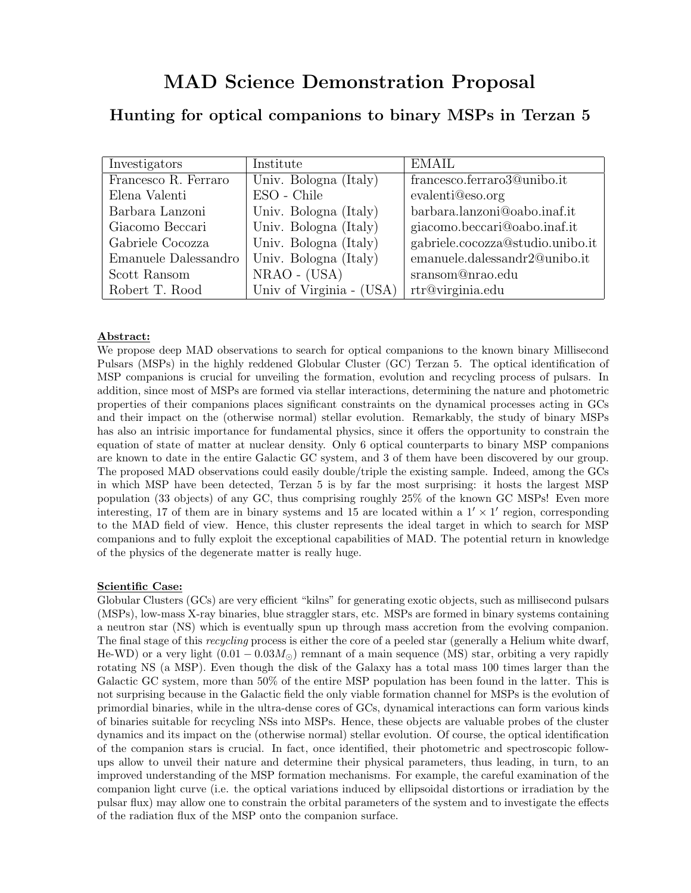# MAD Science Demonstration Proposal

## Hunting for optical companions to binary MSPs in Terzan 5

| Investigators | Institute | EMAIL |
|---|---|---|
| Francesco R. Ferraro | Univ. Bologna (Italy) | francesco.ferraro3@unibo.it |
| Elena Valenti | ESO - Chile | evalenti@eso.org |
| Barbara Lanzoni | Univ. Bologna (Italy) | barbara.lanzoni@oabo.inaf.it |
| Giacomo Beccari | Univ. Bologna (Italy) | giacomo.beccari@oabo.inaf.it |
| Gabriele Cocozza | Univ. Bologna (Italy) | gabriele.cocozza@studio.unibo.it |
| Emanuele Dalessandro | Univ. Bologna (Italy) | emanuele.dalessandr2@unibo.it |
| Scott Ransom | NRAO - (USA) | sransom@nrao.edu |
| Robert T. Rood | Univ of Virginia - (USA) | rtr@virginia.edu |

**Abstract:**

We propose deep MAD observations to search for optical companions to the known binary Millisecond Pulsars (MSPs) in the highly reddened Globular Cluster (GC) Terzan 5. The optical identification of MSP companions is crucial for unveiling the formation, evolution and recycling process of pulsars. In addition, since most of MSPs are formed via stellar interactions, determining the nature and photometric properties of their companions places significant constraints on the dynamical processes acting in GCs and their impact on the (otherwise normal) stellar evolution. Remarkably, the study of binary MSPs has also an intrisic importance for fundamental physics, since it offers the opportunity to constrain the equation of state of matter at nuclear density. Only 6 optical counterparts to binary MSP companions are known to date in the entire Galactic GC system, and 3 of them have been discovered by our group. The proposed MAD observations could easily double/triple the existing sample. Indeed, among the GCs in which MSP have been detected, Terzan 5 is by far the most surprising: it hosts the largest MSP population (33 objects) of any GC, thus comprising roughly 25% of the known GC MSPs! Even more interesting, 17 of them are in binary systems and 15 are located within a $1' \times 1'$ region, corresponding to the MAD field of view. Hence, this cluster represents the ideal target in which to search for MSP companions and to fully exploit the exceptional capabilities of MAD. The potential return in knowledge of the physics of the degenerate matter is really huge.

**Scientific Case:**

Globular Clusters (GCs) are very efficient "kilns" for generating exotic objects, such as millisecond pulsars (MSPs), low-mass X-ray binaries, blue straggler stars, etc. MSPs are formed in binary systems containing a neutron star (NS) which is eventually spun up through mass accretion from the evolving companion. The final stage of this *recycling* process is either the core of a peeled star (generally a Helium white dwarf, He-WD) or a very light $(0.01 - 0.03 M_{\odot})$ remnant of a main sequence (MS) star, orbiting a very rapidly rotating NS (a MSP). Even though the disk of the Galaxy has a total mass 100 times larger than the Galactic GC system, more than 50% of the entire MSP population has been found in the latter. This is not surprising because in the Galactic field the only viable formation channel for MSPs is the evolution of primordial binaries, while in the ultra-dense cores of GCs, dynamical interactions can form various kinds of binaries suitable for recycling NSs into MSPs. Hence, these objects are valuable probes of the cluster dynamics and its impact on the (otherwise normal) stellar evolution. Of course, the optical identification of the companion stars is crucial. In fact, once identified, their photometric and spectroscopic follow-ups allow to unveil their nature and determine their physical parameters, thus leading, in turn, to an improved understanding of the MSP formation mechanisms. For example, the careful examination of the companion light curve (i.e. the optical variations induced by ellipsoidal distortions or irradiation by the pulsar flux) may allow one to constrain the orbital parameters of the system and to investigate the effects of the radiation flux of the MSP onto the companion surface.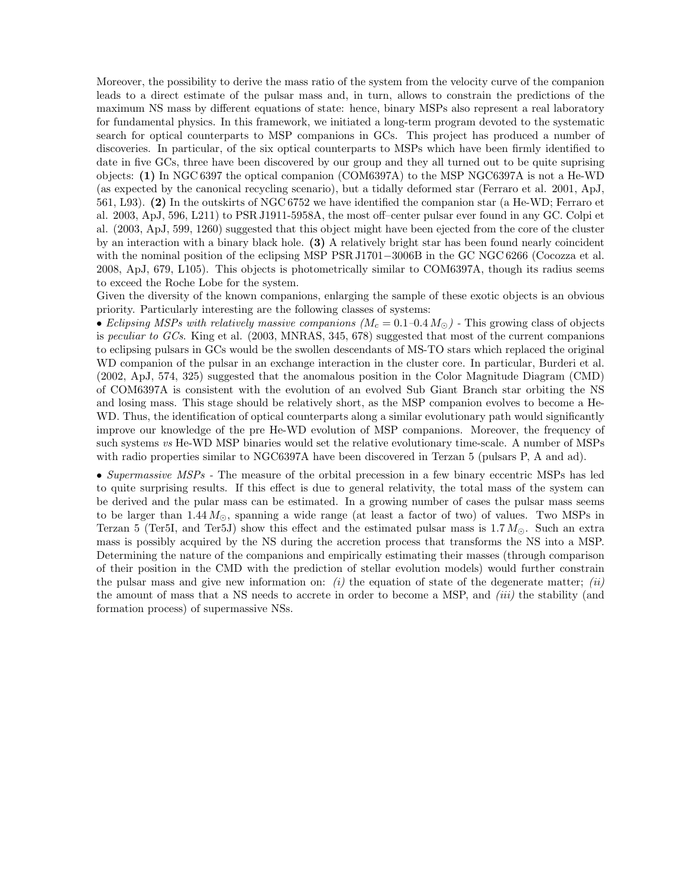Moreover, the possibility to derive the mass ratio of the system from the velocity curve of the companion leads to a direct estimate of the pulsar mass and, in turn, allows to constrain the predictions of the maximum NS mass by different equations of state: hence, binary MSPs also represent a real laboratory for fundamental physics. In this framework, we initiated a long-term program devoted to the systematic search for optical counterparts to MSP companions in GCs. This project has produced a number of discoveries. In particular, of the six optical counterparts to MSPs which have been firmly identified to date in five GCs, three have been discovered by our group and they all turned out to be quite suprising objects: **(1)** In NGC 6397 the optical companion (COM6397A) to the MSP NGC6397A is not a He-WD (as expected by the canonical recycling scenario), but a tidally deformed star (Ferraro et al. 2001, ApJ, 561, L93). **(2)** In the outskirts of NGC 6752 we have identified the companion star (a He-WD; Ferraro et al. 2003, ApJ, 596, L211) to PSR J1911-5958A, the most off–center pulsar ever found in any GC. Colpi et al. (2003, ApJ, 599, 1260) suggested that this object might have been ejected from the core of the cluster by an interaction with a binary black hole. **(3)** A relatively bright star has been found nearly coincident with the nominal position of the eclipsing MSP PSR J1701−3006B in the GC NGC 6266 (Cocozza et al. 2008, ApJ, 679, L105). This objects is photometrically similar to COM6397A, though its radius seems to exceed the Roche Lobe for the system.

Given the diversity of the known companions, enlarging the sample of these exotic objects is an obvious priority. Particularly interesting are the following classes of systems:

• *Eclipsing MSPs with relatively massive companions ($M_c = 0.1$–$0.4\,M_\odot$)* - This growing class of objects is *peculiar to GCs*. King et al. (2003, MNRAS, 345, 678) suggested that most of the current companions to eclipsing pulsars in GCs would be the swollen descendants of MS-TO stars which replaced the original WD companion of the pulsar in an exchange interaction in the cluster core. In particular, Burderi et al. (2002, ApJ, 574, 325) suggested that the anomalous position in the Color Magnitude Diagram (CMD) of COM6397A is consistent with the evolution of an evolved Sub Giant Branch star orbiting the NS and losing mass. This stage should be relatively short, as the MSP companion evolves to become a He-WD. Thus, the identification of optical counterparts along a similar evolutionary path would significantly improve our knowledge of the pre He-WD evolution of MSP companions. Moreover, the frequency of such systems *vs* He-WD MSP binaries would set the relative evolutionary time-scale. A number of MSPs with radio properties similar to NGC6397A have been discovered in Terzan 5 (pulsars P, A and ad).

• *Supermassive MSPs* - The measure of the orbital precession in a few binary eccentric MSPs has led to quite surprising results. If this effect is due to general relativity, the total mass of the system can be derived and the pular mass can be estimated. In a growing number of cases the pulsar mass seems to be larger than $1.44\,M_\odot$, spanning a wide range (at least a factor of two) of values. Two MSPs in Terzan 5 (Ter5I, and Ter5J) show this effect and the estimated pulsar mass is $1.7\,M_\odot$. Such an extra mass is possibly acquired by the NS during the accretion process that transforms the NS into a MSP. Determining the nature of the companions and empirically estimating their masses (through comparison of their position in the CMD with the prediction of stellar evolution models) would further constrain the pulsar mass and give new information on: *(i)* the equation of state of the degenerate matter; *(ii)* the amount of mass that a NS needs to accrete in order to become a MSP, and *(iii)* the stability (and formation process) of supermassive NSs.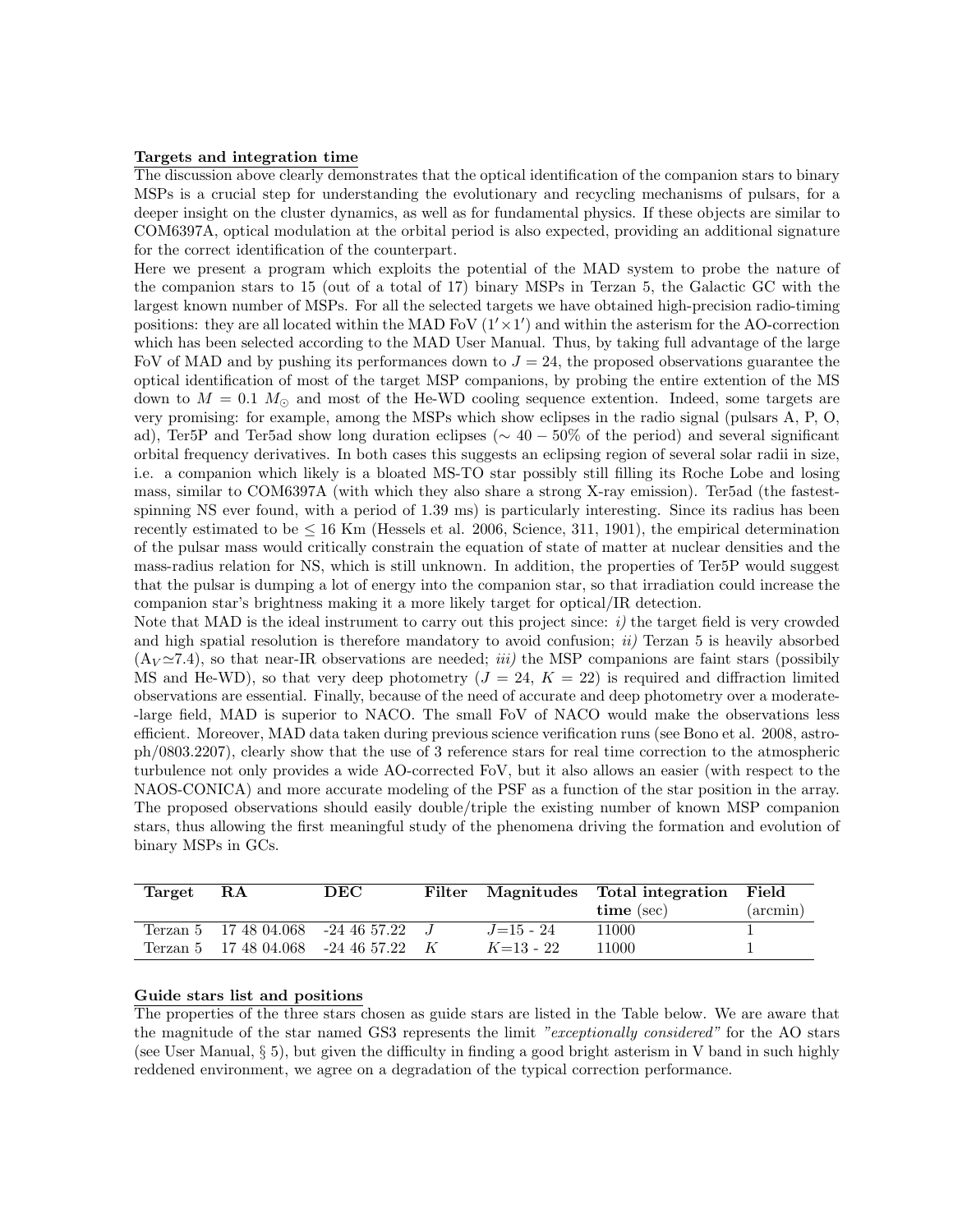**Targets and integration time**

The discussion above clearly demonstrates that the optical identification of the companion stars to binary MSPs is a crucial step for understanding the evolutionary and recycling mechanisms of pulsars, for a deeper insight on the cluster dynamics, as well as for fundamental physics. If these objects are similar to COM6397A, optical modulation at the orbital period is also expected, providing an additional signature for the correct identification of the counterpart.

Here we present a program which exploits the potential of the MAD system to probe the nature of the companion stars to 15 (out of a total of 17) binary MSPs in Terzan 5, the Galactic GC with the largest known number of MSPs. For all the selected targets we have obtained high-precision radio-timing positions: they are all located within the MAD FoV ($1' \times 1'$) and within the asterism for the AO-correction which has been selected according to the MAD User Manual. Thus, by taking full advantage of the large FoV of MAD and by pushing its performances down to $J = 24$, the proposed observations guarantee the optical identification of most of the target MSP companions, by probing the entire extention of the MS down to $M = 0.1\ M_\odot$ and most of the He-WD cooling sequence extention. Indeed, some targets are very promising: for example, among the MSPs which show eclipses in the radio signal (pulsars A, P, O, ad), Ter5P and Ter5ad show long duration eclipses ($\sim 40 - 50\%$ of the period) and several significant orbital frequency derivatives. In both cases this suggests an eclipsing region of several solar radii in size, i.e. a companion which likely is a bloated MS-TO star possibly still filling its Roche Lobe and losing mass, similar to COM6397A (with which they also share a strong X-ray emission). Ter5ad (the fastest-spinning NS ever found, with a period of 1.39 ms) is particularly interesting. Since its radius has been recently estimated to be $\leq 16$ Km (Hessels et al. 2006, Science, 311, 1901), the empirical determination of the pulsar mass would critically constrain the equation of state of matter at nuclear densities and the mass-radius relation for NS, which is still unknown. In addition, the properties of Ter5P would suggest that the pulsar is dumping a lot of energy into the companion star, so that irradiation could increase the companion star's brightness making it a more likely target for optical/IR detection.

Note that MAD is the ideal instrument to carry out this project since: *i)* the target field is very crowded and high spatial resolution is therefore mandatory to avoid confusion; *ii)* Terzan 5 is heavily absorbed ($A_V \simeq 7.4$), so that near-IR observations are needed; *iii)* the MSP companions are faint stars (possibily MS and He-WD), so that very deep photometry ($J = 24$, $K = 22$) is required and diffraction limited observations are essential. Finally, because of the need of accurate and deep photometry over a moderate--large field, MAD is superior to NACO. The small FoV of NACO would make the observations less efficient. Moreover, MAD data taken during previous science verification runs (see Bono et al. 2008, astro-ph/0803.2207), clearly show that the use of 3 reference stars for real time correction to the atmospheric turbulence not only provides a wide AO-corrected FoV, but it also allows an easier (with respect to the NAOS-CONICA) and more accurate modeling of the PSF as a function of the star position in the array. The proposed observations should easily double/triple the existing number of known MSP companion stars, thus allowing the first meaningful study of the phenomena driving the formation and evolution of binary MSPs in GCs.

| Target | RA | DEC | Filter | Magnitudes | Total integration time (sec) | Field (arcmin) |
|---|---|---|---|---|---|---|
| Terzan 5 | 17 48 04.068 | -24 46 57.22 | $J$ | $J$=15 - 24 | 11000 | 1 |
| Terzan 5 | 17 48 04.068 | -24 46 57.22 | $K$ | $K$=13 - 22 | 11000 | 1 |

**Guide stars list and positions**

The properties of the three stars chosen as guide stars are listed in the Table below. We are aware that the magnitude of the star named GS3 represents the limit *"exceptionally considered"* for the AO stars (see User Manual, § 5), but given the difficulty in finding a good bright asterism in V band in such highly reddened environment, we agree on a degradation of the typical correction performance.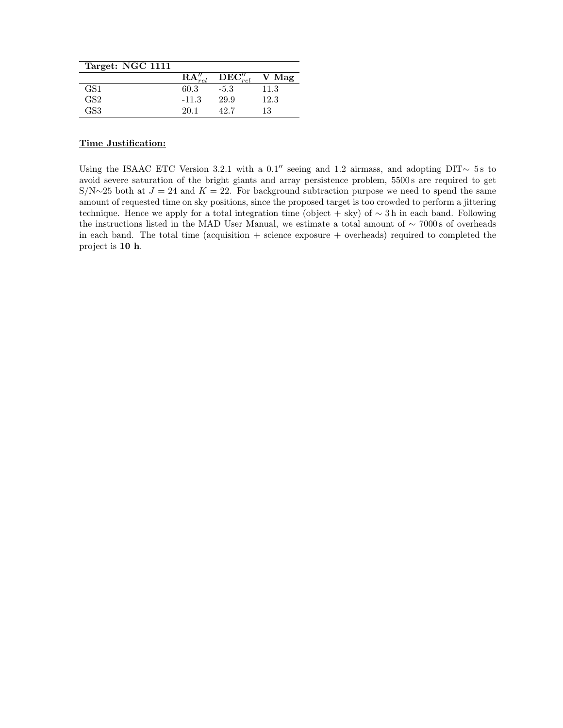| **Target: NGC 1111** | | | |
| --- | --- | --- | --- |
| | $\mathbf{RA}''_{rel}$ | $\mathbf{DEC}''_{rel}$ | **V Mag** |
| GS1 | 60.3 | -5.3 | 11.3 |
| GS2 | -11.3 | 29.9 | 12.3 |
| GS3 | 20.1 | 42.7 | 13 |

**Time Justification:**

Using the ISAAC ETC Version 3.2.1 with a $0.1''$ seeing and 1.2 airmass, and adopting DIT$\sim$ 5 s to avoid severe saturation of the bright giants and array persistence problem, 5500 s are required to get S/N$\sim$25 both at $J = 24$ and $K = 22$. For background subtraction purpose we need to spend the same amount of requested time on sky positions, since the proposed target is too crowded to perform a jittering technique. Hence we apply for a total integration time (object + sky) of $\sim$ 3 h in each band. Following the instructions listed in the MAD User Manual, we estimate a total amount of $\sim$ 7000 s of overheads in each band. The total time (acquisition + science exposure + overheads) required to completed the project is **10 h**.